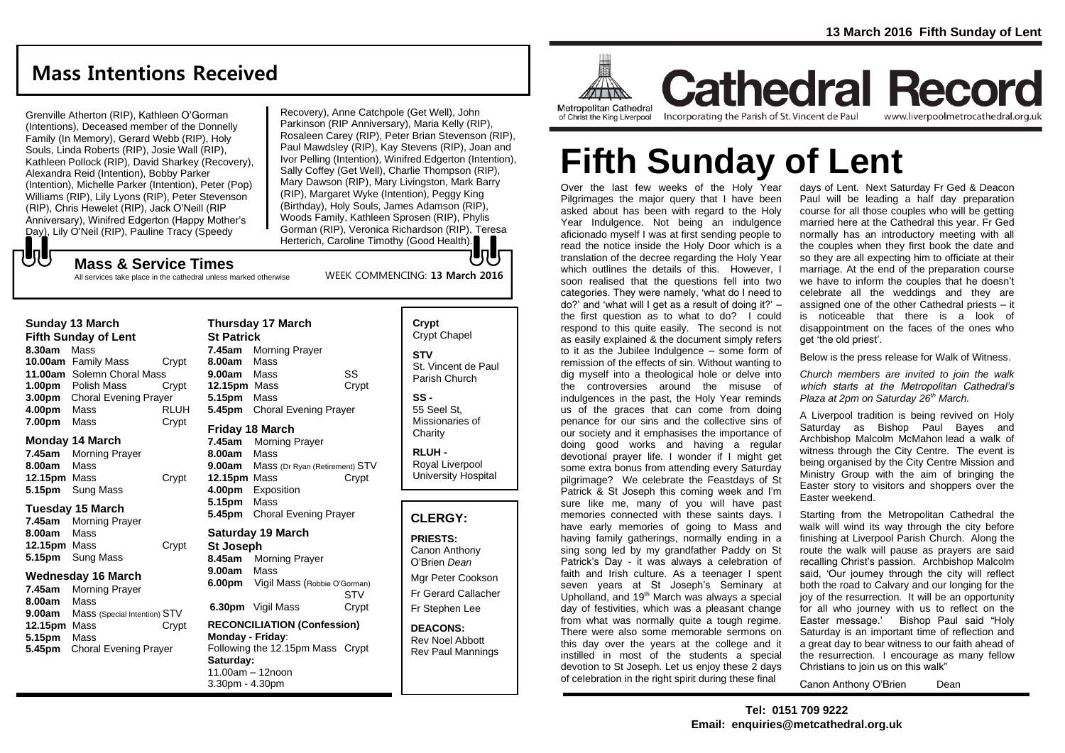# Fifth Sunday of Lent

## Mass Intentions Received

Grenville Atherton (RIP), Kathleen O'Gorman (Intentions), Deceased member of the Donnelly Family (In Memory), Gerard Webb (RIP), Holy Souls, Linda Roberts (RIP), Josie Wall (RIP), Kathleen Pollock (RIP), David Sharkey (Recovery), Alexandra Reid (Intention), Bobby Parker (Intention), Michelle Parker (Intention), Peter (Pop) Williams (RIP), Lily Lyons (RIP), Peter Stevenson (RIP), Chris Hewelet (RIP), Jack O'Neill (RIP Anniversary), Winifred Edgerton (Happy Mother's Day), Lily O'Neil (RIP), Pauline Tracy (Speedy Recovery), Anne Catchpole (Get Well), John Parkinson (RIP Anniversary), Maria Kelly (RIP), Rosaleen Carey (RIP), Peter Brian Stevenson (RIP), Paul Mawdsley (RIP), Kay Stevens (RIP), Joan and Ivor Pelling (Intention), Winifred Edgerton (Intention), Sally Coffey (Get Well), Charlie Thompson (RIP), Mary Dawson (RIP), Mary Livingston, Mark Barry (RIP), Margaret Wyke (Intention), Peggy King (Birthday), Holy Souls, James Adamson (RIP), Woods Family, Kathleen Sprosen (RIP), Phylis Gorman (RIP), Veronica Richardson (RIP), Teresa Herterich, Caroline Timothy (Good Health).

## Mass & Service Times

All services take place in the cathedral unless marked otherwise

WEEK COMMENCING: **13 March 2016**

### Sunday 13 March
**Fifth Sunday of Lent**

**8.30am** Mass
**10.00am** Family Mass — Crypt
**11.00am** Solemn Choral Mass
**1.00pm** Polish Mass — Crypt
**3.00pm** Choral Evening Prayer
**4.00pm** Mass — RLUH
**7.00pm** Mass — Crypt

### Monday 14 March

**7.45am** Morning Prayer
**8.00am** Mass
**12.15pm** Mass — Crypt
**5.15pm** Sung Mass

### Tuesday 15 March

**7.45am** Morning Prayer
**8.00am** Mass
**12.15pm** Mass — Crypt
**5.15pm** Sung Mass

### Wednesday 16 March

**7.45am** Morning Prayer
**8.00am** Mass
**9.00am** Mass (Special Intention) STV
**12.15pm** Mass — Crypt
**5.15pm** Mass
**5.45pm** Choral Evening Prayer

### Thursday 17 March
**St Patrick**

**7.45am** Morning Prayer
**8.00am** Mass
**9.00am** Mass — SS
**12.15pm** Mass — Crypt
**5.15pm** Mass
**5.45pm** Choral Evening Prayer

### Friday 18 March

**7.45am** Morning Prayer
**8.00am** Mass
**9.00am** Mass (Dr Ryan (Retirement) STV
**12.15pm** Mass — Crypt
**4.00pm** Exposition
**5.15pm** Mass
**5.45pm** Choral Evening Prayer

### Saturday 19 March
**St Joseph**

**8.45am** Morning Prayer
**9.00am** Mass
**6.00pm** Vigil Mass (Robbie O'Gorman) STV
**6.30pm** Vigil Mass — Crypt

**RECONCILIATION (Confession)**
**Monday - Friday**:
Following the 12.15pm Mass Crypt
**Saturday:**
11.00am – 12noon
3.30pm - 4.30pm

**Crypt**
Crypt Chapel

**STV**
St. Vincent de Paul Parish Church

**SS -**
55 Seel St, Missionaries of Charity

**RLUH -**
Royal Liverpool University Hospital

## CLERGY:

**PRIESTS:**
Canon Anthony O'Brien *Dean*
Mgr Peter Cookson
Fr Gerard Callacher
Fr Stephen Lee

**DEACONS:**
Rev Noel Abbott
Rev Paul Mannings

Over the last few weeks of the Holy Year Pilgrimages the major query that I have been asked about has been with regard to the Holy Year Indulgence. Not being an indulgence aficionado myself I was at first sending people to read the notice inside the Holy Door which is a translation of the decree regarding the Holy Year which outlines the details of this. However, I soon realised that the questions fell into two categories. They were namely, 'what do I need to do?' and 'what will I get as a result of doing it?' – the first question as to what to do? I could respond to this quite easily. The second is not as easily explained & the document simply refers to it as the Jubilee Indulgence – some form of remission of the effects of sin. Without wanting to dig myself into a theological hole or delve into the controversies around the misuse of indulgences in the past, the Holy Year reminds us of the graces that can come from doing penance for our sins and the collective sins of our society and it emphasises the importance of doing good works and having a regular devotional prayer life. I wonder if I might get some extra bonus from attending every Saturday pilgrimage? We celebrate the Feastdays of St Patrick & St Joseph this coming week and I'm sure like me, many of you will have past memories connected with these saints days. I have early memories of going to Mass and having family gatherings, normally ending in a sing song led by my grandfather Paddy on St Patrick's Day - it was always a celebration of faith and Irish culture. As a teenager I spent seven years at St Joseph's Seminary at Upholland, and 19[th] March was always a special day of festivities, which was a pleasant change from what was normally quite a tough regime. There were also some memorable sermons on this day over the years at the college and it instilled in most of the students a special devotion to St Joseph. Let us enjoy these 2 days of celebration in the right spirit during these final days of Lent. Next Saturday Fr Ged & Deacon Paul will be leading a half day preparation course for all those couples who will be getting married here at the Cathedral this year. Fr Ged normally has an introductory meeting with all the couples when they first book the date and so they are all expecting him to officiate at their marriage. At the end of the preparation course we have to inform the couples that he doesn't celebrate all the weddings and they are assigned one of the other Cathedral priests – it is noticeable that there is a look of disappointment on the faces of the ones who get 'the old priest'.

Below is the press release for Walk of Witness.

*Church members are invited to join the walk which starts at the Metropolitan Cathedral's Plaza at 2pm on Saturday 26[th] March.*

A Liverpool tradition is being revived on Holy Saturday as Bishop Paul Bayes and Archbishop Malcolm McMahon lead a walk of witness through the City Centre. The event is being organised by the City Centre Mission and Ministry Group with the aim of bringing the Easter story to visitors and shoppers over the Easter weekend.

Starting from the Metropolitan Cathedral the walk will wind its way through the city before finishing at Liverpool Parish Church. Along the route the walk will pause as prayers are said recalling Christ's passion. Archbishop Malcolm said, 'Our journey through the city will reflect both the road to Calvary and our longing for the joy of the resurrection. It will be an opportunity for all who journey with us to reflect on the Easter message.' Bishop Paul said "Holy Saturday is an important time of reflection and a great day to bear witness to our faith ahead of the resurrection. I encourage as many fellow Christians to join us on this walk"

Canon Anthony O'Brien Dean

**Tel: 0151 709 9222**
**Email: enquiries@metcathedral.org.uk**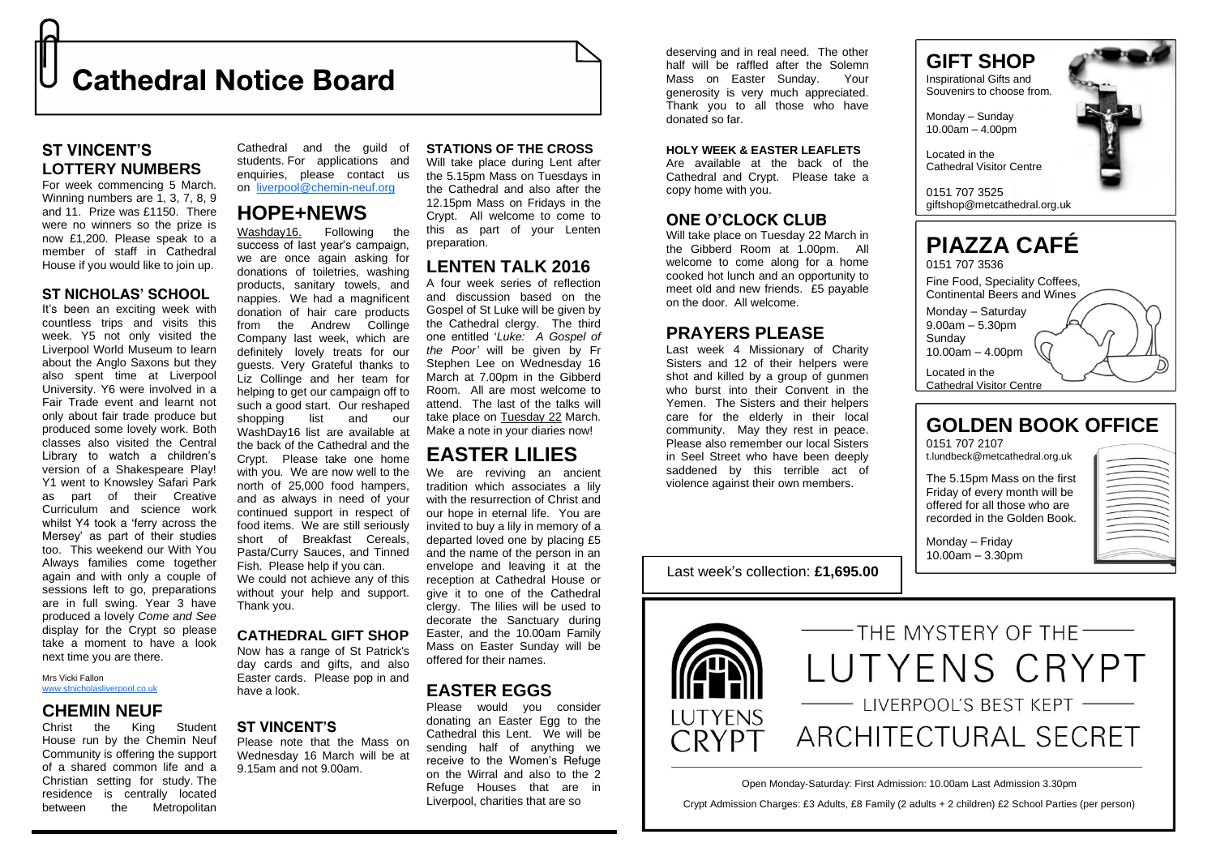# Cathedral Notice Board

## ST VINCENT'S LOTTERY NUMBERS

For week commencing 5 March. Winning numbers are 1, 3, 7, 8, 9 and 11. Prize was £1150. There were no winners so the prize is now £1,200. Please speak to a member of staff in Cathedral House if you would like to join up.

## ST NICHOLAS' SCHOOL

It's been an exciting week with countless trips and visits this week. Y5 not only visited the Liverpool World Museum to learn about the Anglo Saxons but they also spent time at Liverpool University. Y6 were involved in a Fair Trade event and learnt not only about fair trade produce but produced some lovely work. Both classes also visited the Central Library to watch a children's version of a Shakespeare Play! Y1 went to Knowsley Safari Park as part of their Creative Curriculum and science work whilst Y4 took a 'ferry across the Mersey' as part of their studies too. This weekend our With You Always families come together again and with only a couple of sessions left to go, preparations are in full swing. Year 3 have produced a lovely *Come and See* display for the Crypt so please take a moment to have a look next time you are there.

Mrs Vicki Fallon
www.stnicholasliverpool.co.uk

## CHEMIN NEUF

Christ the King Student House run by the Chemin Neuf Community is offering the support of a shared common life and a Christian setting for study. The residence is centrally located between the Metropolitan Cathedral and the guild of students. For applications and enquiries, please contact us on liverpool@chemin-neuf.org

## HOPE+NEWS

Washday16. Following the success of last year's campaign, we are once again asking for donations of toiletries, washing products, sanitary towels, and nappies. We had a magnificent donation of hair care products from the Andrew Collinge Company last week, which are definitely lovely treats for our guests. Very Grateful thanks to Liz Collinge and her team for helping to get our campaign off to such a good start. Our reshaped shopping list and our WashDay16 list are available at the back of the Cathedral and the Crypt. Please take one home with you. We are now well to the north of 25,000 food hampers, and as always in need of your continued support in respect of food items. We are still seriously short of Breakfast Cereals, Pasta/Curry Sauces, and Tinned Fish. Please help if you can.

We could not achieve any of this without your help and support. Thank you.

### CATHEDRAL GIFT SHOP

Now has a range of St Patrick's day cards and gifts, and also Easter cards. Please pop in and have a look.

### ST VINCENT'S

Please note that the Mass on Wednesday 16 March will be at 9.15am and not 9.00am.

### STATIONS OF THE CROSS

Will take place during Lent after the 5.15pm Mass on Tuesdays in the Cathedral and also after the 12.15pm Mass on Fridays in the Crypt. All welcome to come to this as part of your Lenten preparation.

## LENTEN TALK 2016

A four week series of reflection and discussion based on the Gospel of St Luke will be given by the Cathedral clergy. The third one entitled '*Luke: A Gospel of the Poor'* will be given by Fr Stephen Lee on Wednesday 16 March at 7.00pm in the Gibberd Room. All are most welcome to attend. The last of the talks will take place on Tuesday 22 March. Make a note in your diaries now!

## EASTER LILIES

We are reviving an ancient tradition which associates a lily with the resurrection of Christ and our hope in eternal life. You are invited to buy a lily in memory of a departed loved one by placing £5 and the name of the person in an envelope and leaving it at the reception at Cathedral House or give it to one of the Cathedral clergy. The lilies will be used to decorate the Sanctuary during Easter, and the 10.00am Family Mass on Easter Sunday will be offered for their names.

## EASTER EGGS

Please would you consider donating an Easter Egg to the Cathedral this Lent. We will be sending half of anything we receive to the Women's Refuge on the Wirral and also to the 2 Refuge Houses that are in Liverpool, charities that are so deserving and in real need. The other half will be raffled after the Solemn Mass on Easter Sunday. Your generosity is very much appreciated. Thank you to all those who have donated so far.

### HOLY WEEK & EASTER LEAFLETS

Are available at the back of the Cathedral and Crypt. Please take a copy home with you.

## ONE O'CLOCK CLUB

Will take place on Tuesday 22 March in the Gibberd Room at 1.00pm. All welcome to come along for a home cooked hot lunch and an opportunity to meet old and new friends. £5 payable on the door. All welcome.

## PRAYERS PLEASE

Last week 4 Missionary of Charity Sisters and 12 of their helpers were shot and killed by a group of gunmen who burst into their Convent in the Yemen. The Sisters and their helpers care for the elderly in their local community. May they rest in peace. Please also remember our local Sisters in Seel Street who have been deeply saddened by this terrible act of violence against their own members.

Last week's collection: **£1,695.00**

## GIFT SHOP

Inspirational Gifts and Souvenirs to choose from.

Monday – Sunday
10.00am – 4.00pm

Located in the Cathedral Visitor Centre

0151 707 3525
giftshop@metcathedral.org.uk

## PIAZZA CAFÉ

0151 707 3536

Fine Food, Speciality Coffees, Continental Beers and Wines

Monday – Saturday
9.00am – 5.30pm
Sunday
10.00am – 4.00pm

Located in the Cathedral Visitor Centre

## GOLDEN BOOK OFFICE

0151 707 2107
t.lundbeck@metcathedral.org.uk

The 5.15pm Mass on the first Friday of every month will be offered for all those who are recorded in the Golden Book.

Monday – Friday
10.00am – 3.30pm

LUTYENS CRYPT

THE MYSTERY OF THE LUTYENS CRYPT

LIVERPOOL'S BEST KEPT ARCHITECTURAL SECRET

Open Monday-Saturday: First Admission: 10.00am Last Admission 3.30pm

Crypt Admission Charges: £3 Adults, £8 Family (2 adults + 2 children) £2 School Parties (per person)